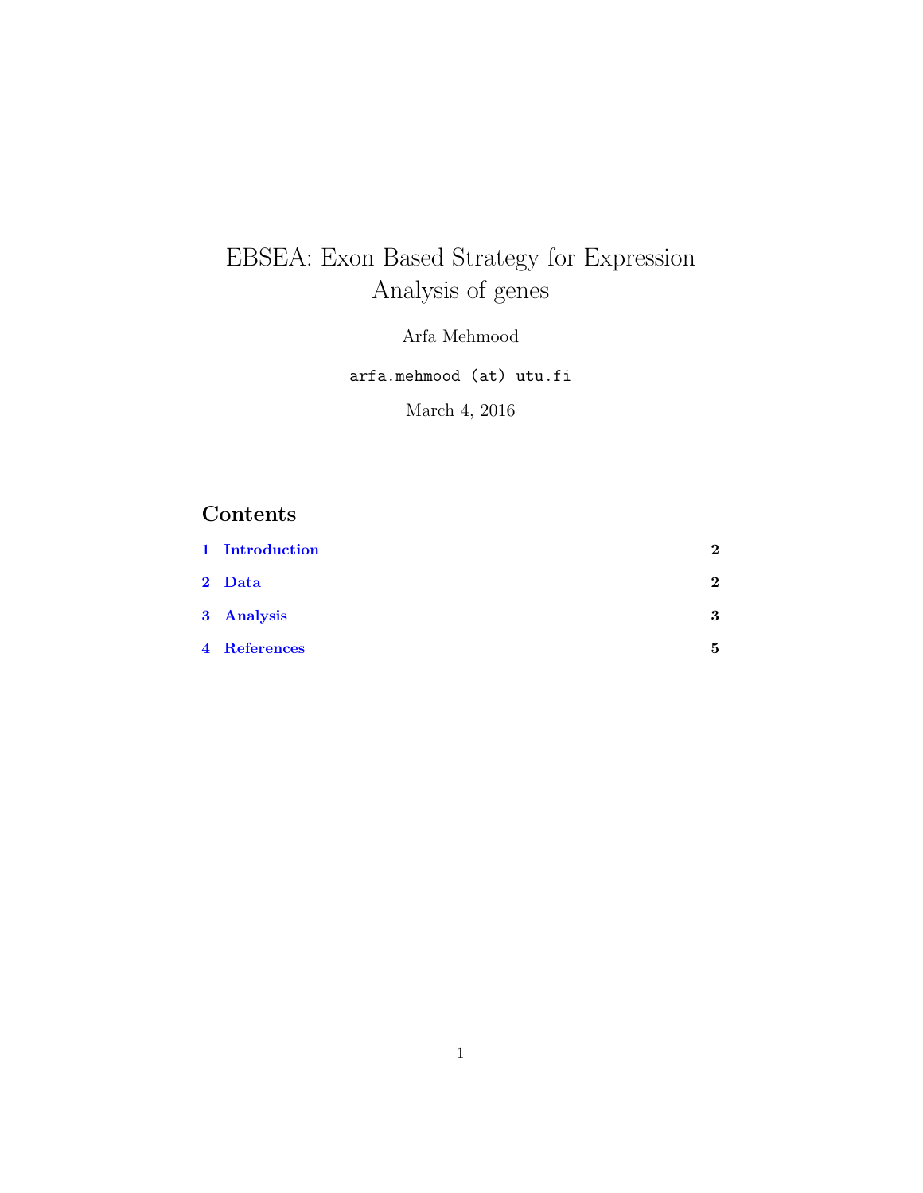# EBSEA: Exon Based Strategy for Expression Analysis of genes

Arfa Mehmood

`arfa.mehmood (at) utu.fi`

March 4, 2016

## Contents

1 Introduction 2

2 Data 2

3 Analysis 3

4 References 5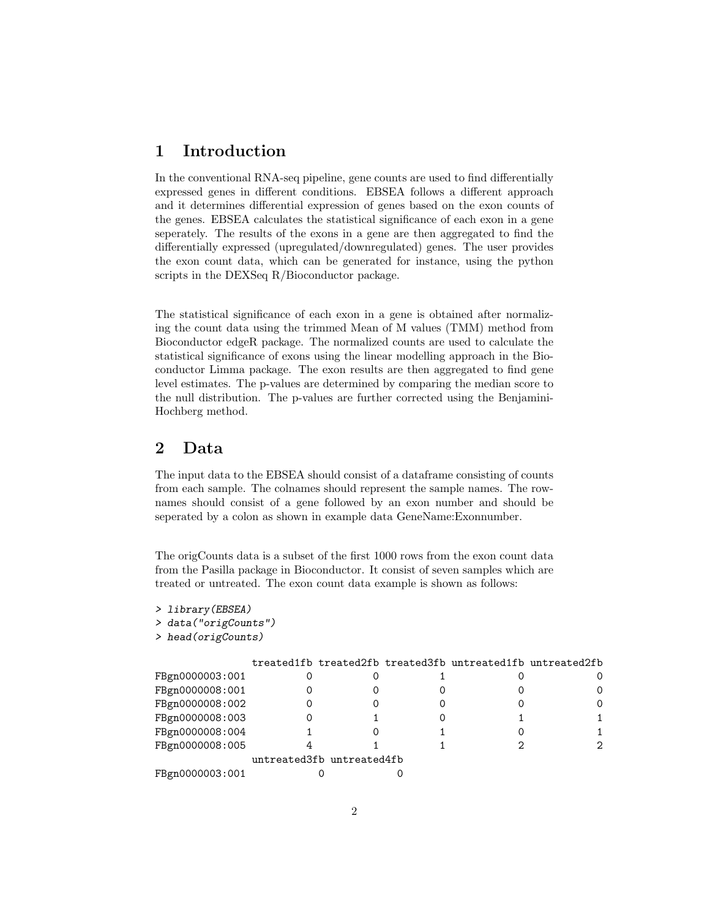# 1 Introduction

In the conventional RNA-seq pipeline, gene counts are used to find differentially expressed genes in different conditions. EBSEA follows a different approach and it determines differential expression of genes based on the exon counts of the genes. EBSEA calculates the statistical significance of each exon in a gene seperately. The results of the exons in a gene are then aggregated to find the differentially expressed (upregulated/downregulated) genes. The user provides the exon count data, which can be generated for instance, using the python scripts in the DEXSeq R/Bioconductor package.

The statistical significance of each exon in a gene is obtained after normalizing the count data using the trimmed Mean of M values (TMM) method from Bioconductor edgeR package. The normalized counts are used to calculate the statistical significance of exons using the linear modelling approach in the Bioconductor Limma package. The exon results are then aggregated to find gene level estimates. The p-values are determined by comparing the median score to the null distribution. The p-values are further corrected using the Benjamini-Hochberg method.

# 2 Data

The input data to the EBSEA should consist of a dataframe consisting of counts from each sample. The colnames should represent the sample names. The rownames should consist of a gene followed by an exon number and should be seperated by a colon as shown in example data GeneName:Exonnumber.

The origCounts data is a subset of the first 1000 rows from the exon count data from the Pasilla package in Bioconductor. It consist of seven samples which are treated or untreated. The exon count data example is shown as follows:

```
> library(EBSEA)
> data("origCounts")
> head(origCounts)

               treated1fb treated2fb treated3fb untreated1fb untreated2fb
FBgn0000003:001          0          0          1            0            0
FBgn0000008:001          0          0          0            0            0
FBgn0000008:002          0          0          0            0            0
FBgn0000008:003          0          1          0            1            1
FBgn0000008:004          1          0          1            0            1
FBgn0000008:005          4          1          1            2            2
               untreated3fb untreated4fb
FBgn0000003:001            0            0
```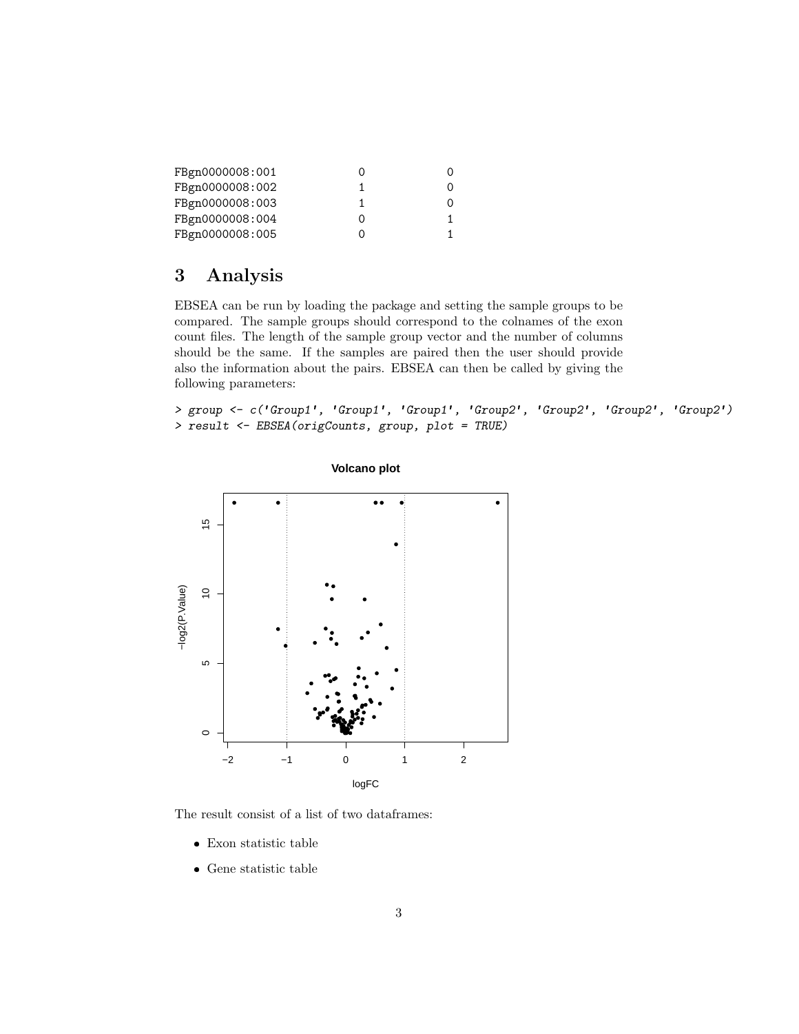```
FBgn0000008:001         0           0
FBgn0000008:002         1           0
FBgn0000008:003         1           0
FBgn0000008:004         0           1
FBgn0000008:005         0           1
```

## 3 Analysis

EBSEA can be run by loading the package and setting the sample groups to be compared. The sample groups should correspond to the colnames of the exon count files. The length of the sample group vector and the number of columns should be the same. If the samples are paired then the user should provide also the information about the pairs. EBSEA can then be called by giving the following parameters:

```
> group <- c('Group1', 'Group1', 'Group1', 'Group2', 'Group2', 'Group2', 'Group2')
> result <- EBSEA(origCounts, group, plot = TRUE)
```

The result consist of a list of two dataframes:

- Exon statistic table
- Gene statistic table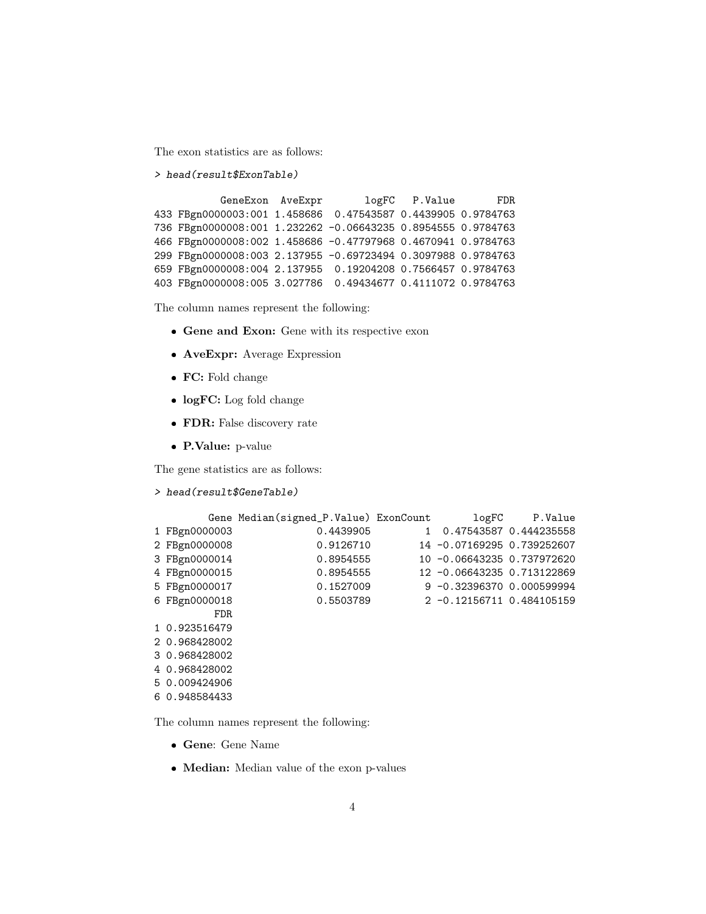The exon statistics are as follows:

```
> head(result$ExonTable)

            GeneExon  AveExpr       logFC   P.Value       FDR
433 FBgn0000003:001 1.458686  0.47543587 0.4439905 0.9784763
736 FBgn0000008:001 1.232262 -0.06643235 0.8954555 0.9784763
466 FBgn0000008:002 1.458686 -0.47797968 0.4670941 0.9784763
299 FBgn0000008:003 2.137955 -0.69723494 0.3097988 0.9784763
659 FBgn0000008:004 2.137955  0.19204208 0.7566457 0.9784763
403 FBgn0000008:005 3.027786  0.49434677 0.4111072 0.9784763
```

The column names represent the following:

- **Gene and Exon:** Gene with its respective exon
- **AveExpr:** Average Expression
- **FC:** Fold change
- **logFC:** Log fold change
- **FDR:** False discovery rate
- **P.Value:** p-value

The gene statistics are as follows:

```
> head(result$GeneTable)

         Gene Median(signed_P.Value) ExonCount       logFC     P.Value
1 FBgn0000003              0.4439905         1  0.47543587 0.444235558
2 FBgn0000008              0.9126710        14 -0.07169295 0.739252607
3 FBgn0000014              0.8954555        10 -0.06643235 0.737972620
4 FBgn0000015              0.8954555        12 -0.06643235 0.713122869
5 FBgn0000017              0.1527009         9 -0.32396370 0.000599994
6 FBgn0000018              0.5503789         2 -0.12156711 0.484105159
          FDR
1 0.923516479
2 0.968428002
3 0.968428002
4 0.968428002
5 0.009424906
6 0.948584433
```

The column names represent the following:

- **Gene**: Gene Name
- **Median:** Median value of the exon p-values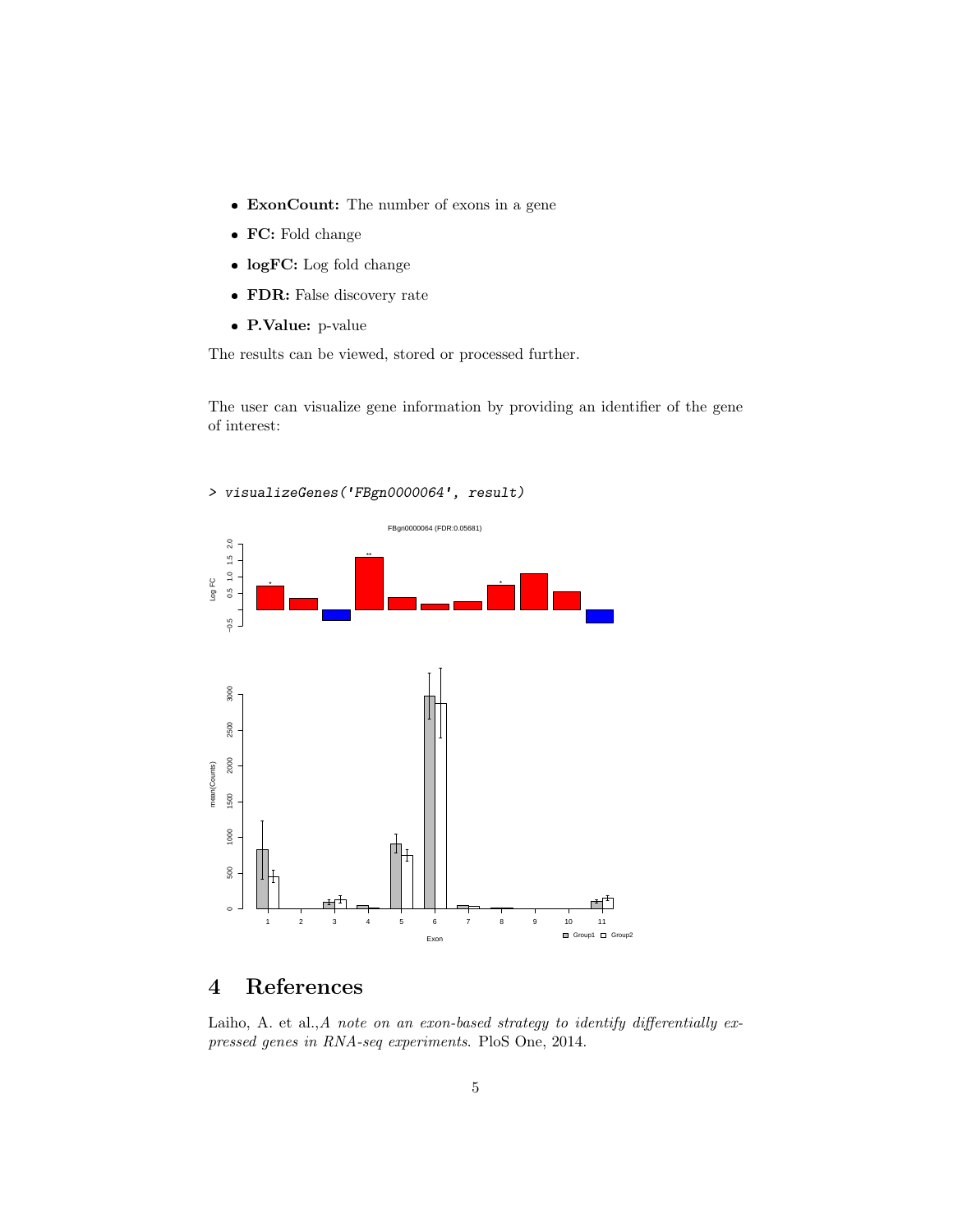- **ExonCount:** The number of exons in a gene
- **FC:** Fold change
- **logFC:** Log fold change
- **FDR:** False discovery rate
- **P.Value:** p-value

The results can be viewed, stored or processed further.

The user can visualize gene information by providing an identifier of the gene of interest:

```
> visualizeGenes('FBgn0000064', result)
```

FBgn0000064 (FDR:0.05681)

Log FC

−0.5 0.5 1.0 1.5 2.0

*
**
*

mean(Counts)

0 500 1000 1500 2000 2500 3000

1 2 3 4 5 6 7 8 9 10 11

Exon

Group1 Group2

# 4 References

Laiho, A. et al.,*A note on an exon-based strategy to identify differentially expressed genes in RNA-seq experiments*. PloS One, 2014.